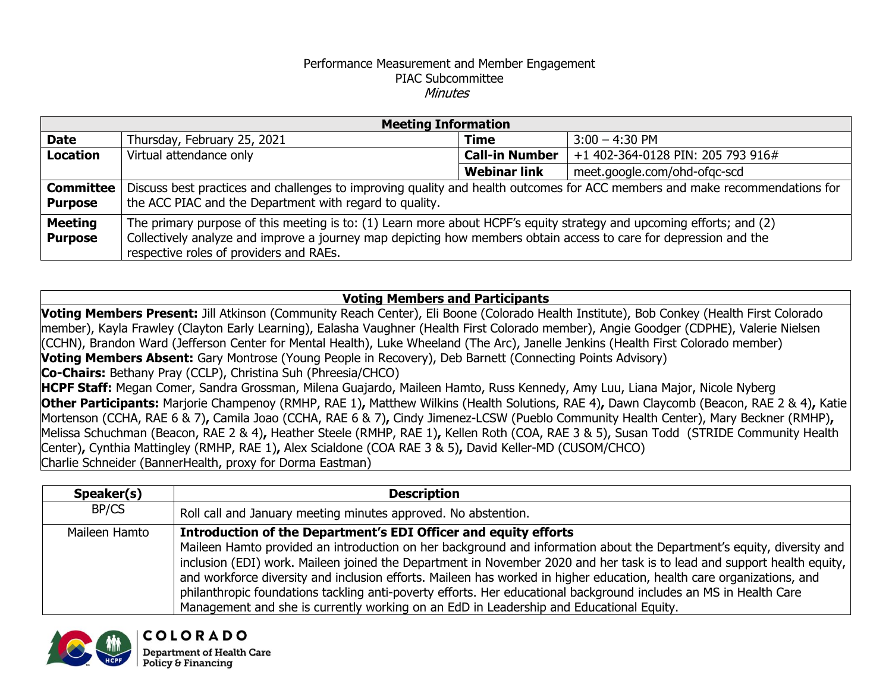# Performance Measurement and Member Engagement
## PIAC Subcommittee
*Minutes*

| Meeting Information | | | |
|---|---|---|---|
| **Date** | Thursday, February 25, 2021 | **Time** | 3:00 – 4:30 PM |
| **Location** | Virtual attendance only | **Call-in Number** | +1 402-364-0128 PIN: 205 793 916# |
| | | **Webinar link** | meet.google.com/ohd-ofqc-scd |
| **Committee Purpose** | Discuss best practices and challenges to improving quality and health outcomes for ACC members and make recommendations for the ACC PIAC and the Department with regard to quality. | | |
| **Meeting Purpose** | The primary purpose of this meeting is to: (1) Learn more about HCPF's equity strategy and upcoming efforts; and (2) Collectively analyze and improve a journey map depicting how members obtain access to care for depression and the respective roles of providers and RAEs. | | |

| Voting Members and Participants |
|---|
| **Voting Members Present:** Jill Atkinson (Community Reach Center), Eli Boone (Colorado Health Institute), Bob Conkey (Health First Colorado member), Kayla Frawley (Clayton Early Learning), Ealasha Vaughner (Health First Colorado member), Angie Goodger (CDPHE), Valerie Nielsen (CCHN), Brandon Ward (Jefferson Center for Mental Health), Luke Wheeland (The Arc), Janelle Jenkins (Health First Colorado member) **Voting Members Absent:** Gary Montrose (Young People in Recovery), Deb Barnett (Connecting Points Advisory) **Co-Chairs:** Bethany Pray (CCLP), Christina Suh (Phreesia/CHCO) **HCPF Staff:** Megan Comer, Sandra Grossman, Milena Guajardo, Maileen Hamto, Russ Kennedy, Amy Luu, Liana Major, Nicole Nyberg **Other Participants:** Marjorie Champenoy (RMHP, RAE 1)**,** Matthew Wilkins (Health Solutions, RAE 4)**,** Dawn Claycomb (Beacon, RAE 2 & 4)**,** Katie Mortenson (CCHA, RAE 6 & 7)**,** Camila Joao (CCHA, RAE 6 & 7)**,** Cindy Jimenez-LCSW (Pueblo Community Health Center), Mary Beckner (RMHP)**,** Melissa Schuchman (Beacon, RAE 2 & 4)**,** Heather Steele (RMHP, RAE 1), Kellen Roth (COA, RAE 3 & 5), Susan Todd (STRIDE Community Health Center)**,** Cynthia Mattingley (RMHP, RAE 1)**,** Alex Scialdone (COA RAE 3 & 5)**,** David Keller-MD (CUSOM/CHCO) Charlie Schneider (BannerHealth, proxy for Dorma Eastman) |

| Speaker(s) | Description |
|---|---|
| BP/CS | Roll call and January meeting minutes approved. No abstention. |
| Maileen Hamto | **Introduction of the Department's EDI Officer and equity efforts** Maileen Hamto provided an introduction on her background and information about the Department's equity, diversity and inclusion (EDI) work. Maileen joined the Department in November 2020 and her task is to lead and support health equity, and workforce diversity and inclusion efforts. Maileen has worked in higher education, health care organizations, and philanthropic foundations tackling anti-poverty efforts. Her educational background includes an MS in Health Care Management and she is currently working on an EdD in Leadership and Educational Equity. |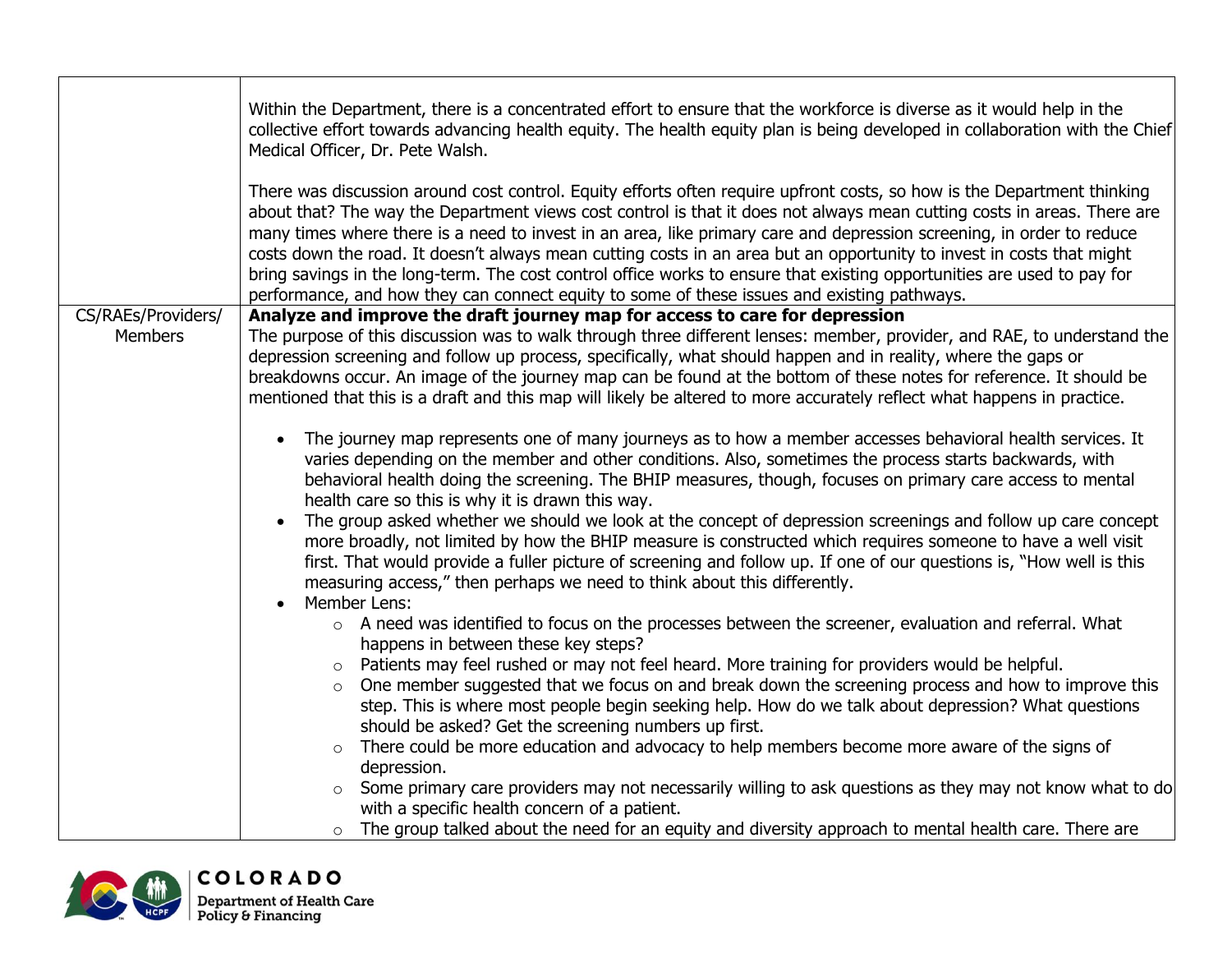| | |
|---|---|
| | Within the Department, there is a concentrated effort to ensure that the workforce is diverse as it would help in the collective effort towards advancing health equity. The health equity plan is being developed in collaboration with the Chief Medical Officer, Dr. Pete Walsh.<br><br>There was discussion around cost control. Equity efforts often require upfront costs, so how is the Department thinking about that? The way the Department views cost control is that it does not always mean cutting costs in areas. There are many times where there is a need to invest in an area, like primary care and depression screening, in order to reduce costs down the road. It doesn't always mean cutting costs in an area but an opportunity to invest in costs that might bring savings in the long-term. The cost control office works to ensure that existing opportunities are used to pay for performance, and how they can connect equity to some of these issues and existing pathways. |
| CS/RAEs/Providers/ Members | **Analyze and improve the draft journey map for access to care for depression**<br>The purpose of this discussion was to walk through three different lenses: member, provider, and RAE, to understand the depression screening and follow up process, specifically, what should happen and in reality, where the gaps or breakdowns occur. An image of the journey map can be found at the bottom of these notes for reference. It should be mentioned that this is a draft and this map will likely be altered to more accurately reflect what happens in practice.<br><br>• The journey map represents one of many journeys as to how a member accesses behavioral health services. It varies depending on the member and other conditions. Also, sometimes the process starts backwards, with behavioral health doing the screening. The BHIP measures, though, focuses on primary care access to mental health care so this is why it is drawn this way.<br>• The group asked whether we should we look at the concept of depression screenings and follow up care concept more broadly, not limited by how the BHIP measure is constructed which requires someone to have a well visit first. That would provide a fuller picture of screening and follow up. If one of our questions is, "How well is this measuring access," then perhaps we need to think about this differently.<br>• Member Lens:<br>&nbsp;&nbsp;&nbsp;&nbsp;○ A need was identified to focus on the processes between the screener, evaluation and referral. What happens in between these key steps?<br>&nbsp;&nbsp;&nbsp;&nbsp;○ Patients may feel rushed or may not feel heard. More training for providers would be helpful.<br>&nbsp;&nbsp;&nbsp;&nbsp;○ One member suggested that we focus on and break down the screening process and how to improve this step. This is where most people begin seeking help. How do we talk about depression? What questions should be asked? Get the screening numbers up first.<br>&nbsp;&nbsp;&nbsp;&nbsp;○ There could be more education and advocacy to help members become more aware of the signs of depression.<br>&nbsp;&nbsp;&nbsp;&nbsp;○ Some primary care providers may not necessarily willing to ask questions as they may not know what to do with a specific health concern of a patient.<br>&nbsp;&nbsp;&nbsp;&nbsp;○ The group talked about the need for an equity and diversity approach to mental health care. There are |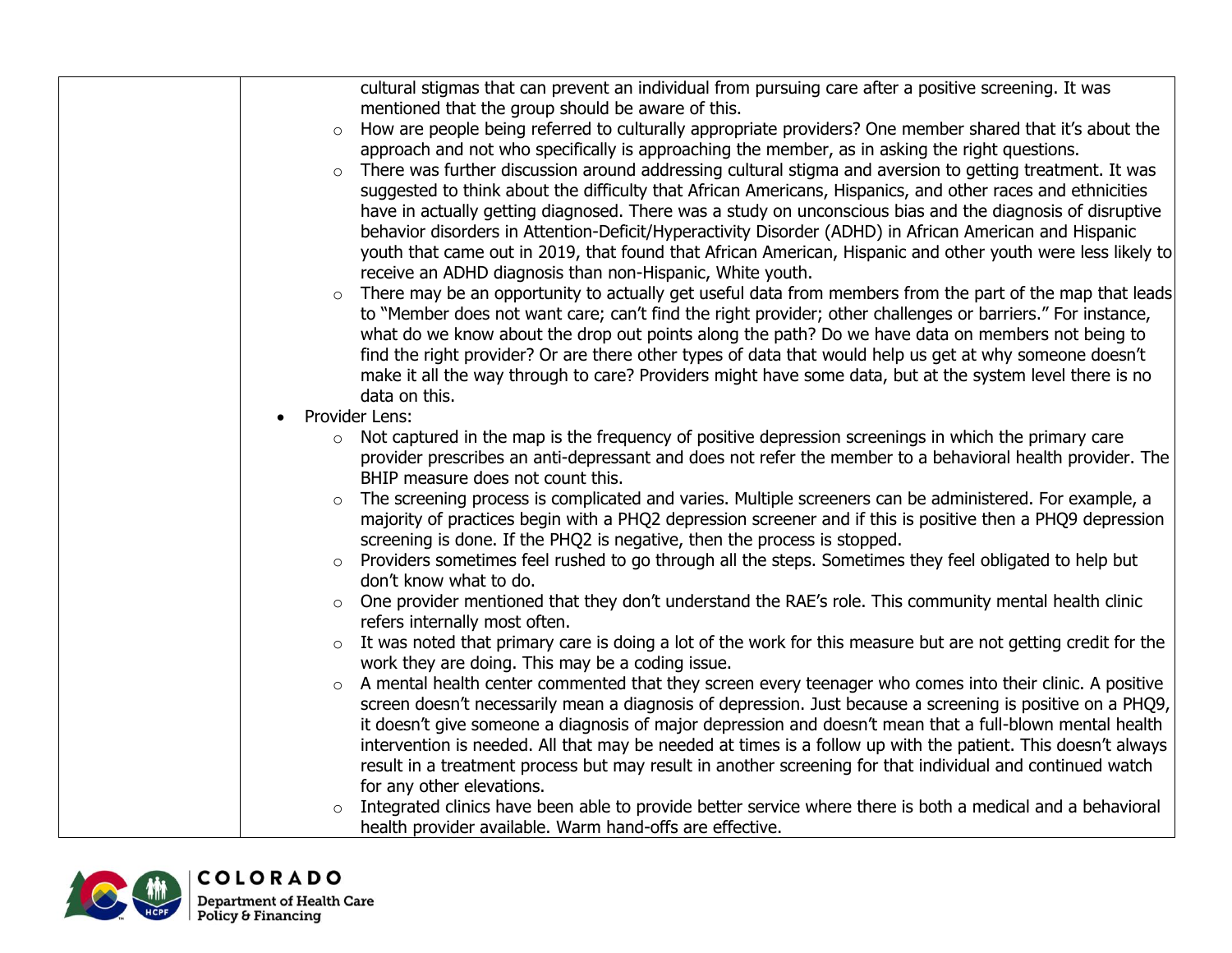| | |
|---|---|
| | cultural stigmas that can prevent an individual from pursuing care after a positive screening. It was mentioned that the group should be aware of this.<br>◦ How are people being referred to culturally appropriate providers? One member shared that it's about the approach and not who specifically is approaching the member, as in asking the right questions.<br>◦ There was further discussion around addressing cultural stigma and aversion to getting treatment. It was suggested to think about the difficulty that African Americans, Hispanics, and other races and ethnicities have in actually getting diagnosed. There was a study on unconscious bias and the diagnosis of disruptive behavior disorders in Attention-Deficit/Hyperactivity Disorder (ADHD) in African American and Hispanic youth that came out in 2019, that found that African American, Hispanic and other youth were less likely to receive an ADHD diagnosis than non-Hispanic, White youth.<br>◦ There may be an opportunity to actually get useful data from members from the part of the map that leads to "Member does not want care; can't find the right provider; other challenges or barriers." For instance, what do we know about the drop out points along the path? Do we have data on members not being to find the right provider? Or are there other types of data that would help us get at why someone doesn't make it all the way through to care? Providers might have some data, but at the system level there is no data on this.<br>• Provider Lens:<br>◦ Not captured in the map is the frequency of positive depression screenings in which the primary care provider prescribes an anti-depressant and does not refer the member to a behavioral health provider. The BHIP measure does not count this.<br>◦ The screening process is complicated and varies. Multiple screeners can be administered. For example, a majority of practices begin with a PHQ2 depression screener and if this is positive then a PHQ9 depression screening is done. If the PHQ2 is negative, then the process is stopped.<br>◦ Providers sometimes feel rushed to go through all the steps. Sometimes they feel obligated to help but don't know what to do.<br>◦ One provider mentioned that they don't understand the RAE's role. This community mental health clinic refers internally most often.<br>◦ It was noted that primary care is doing a lot of the work for this measure but are not getting credit for the work they are doing. This may be a coding issue.<br>◦ A mental health center commented that they screen every teenager who comes into their clinic. A positive screen doesn't necessarily mean a diagnosis of depression. Just because a screening is positive on a PHQ9, it doesn't give someone a diagnosis of major depression and doesn't mean that a full-blown mental health intervention is needed. All that may be needed at times is a follow up with the patient. This doesn't always result in a treatment process but may result in another screening for that individual and continued watch for any other elevations.<br>◦ Integrated clinics have been able to provide better service where there is both a medical and a behavioral health provider available. Warm hand-offs are effective. |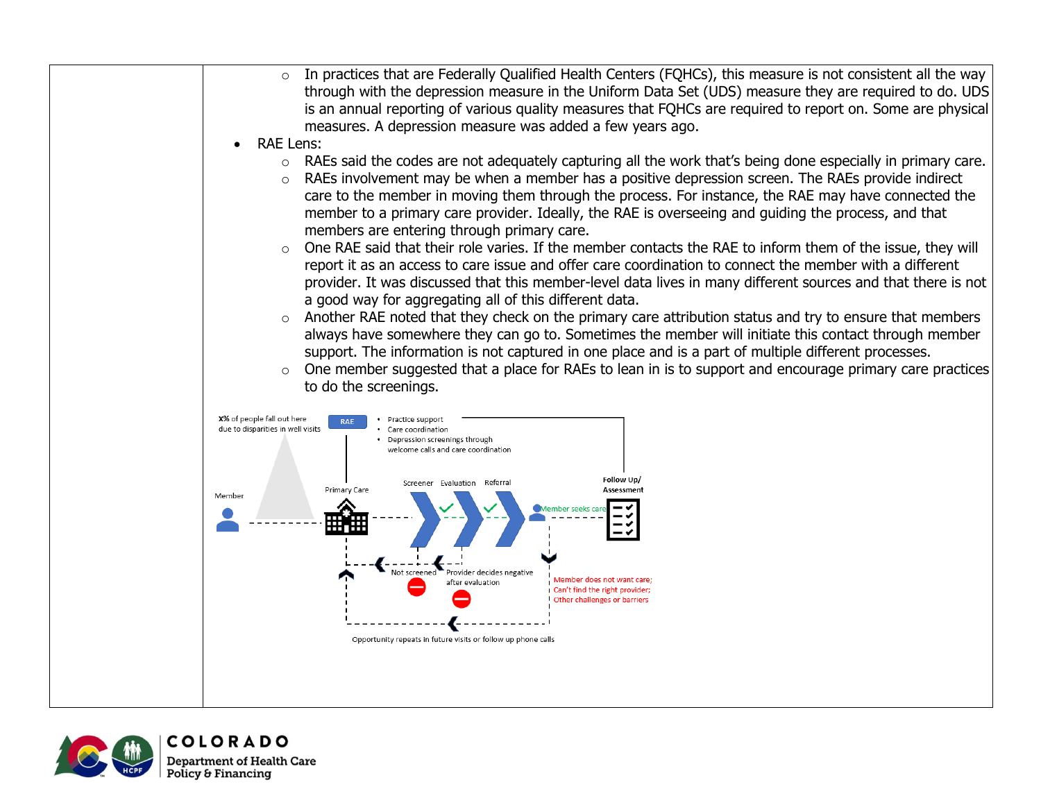| | |
|---|---|
| | ◦ In practices that are Federally Qualified Health Centers (FQHCs), this measure is not consistent all the way through with the depression measure in the Uniform Data Set (UDS) measure they are required to do. UDS is an annual reporting of various quality measures that FQHCs are required to report on. Some are physical measures. A depression measure was added a few years ago.<br>• RAE Lens:<br>◦ RAEs said the codes are not adequately capturing all the work that's being done especially in primary care.<br>◦ RAEs involvement may be when a member has a positive depression screen. The RAEs provide indirect care to the member in moving them through the process. For instance, the RAE may have connected the member to a primary care provider. Ideally, the RAE is overseeing and guiding the process, and that members are entering through primary care.<br>◦ One RAE said that their role varies. If the member contacts the RAE to inform them of the issue, they will report it as an access to care issue and offer care coordination to connect the member with a different provider. It was discussed that this member-level data lives in many different sources and that there is not a good way for aggregating all of this different data.<br>◦ Another RAE noted that they check on the primary care attribution status and try to ensure that members always have somewhere they can go to. Sometimes the member will initiate this contact through member support. The information is not captured in one place and is a part of multiple different processes.<br>◦ One member suggested that a place for RAEs to lean in is to support and encourage primary care practices to do the screenings.<br><br>X% of people fall out here due to disparities in well visits<br>RAE<br>• Practice support<br>• Care coordination<br>• Depression screenings through welcome calls and care coordination<br>Member<br>Primary Care<br>Screener Evaluation Referral<br>Member seeks care<br>Follow Up/ Assessment<br>Not screened<br>Provider decides negative after evaluation<br>Member does not want care; Can't find the right provider; Other challenges or barriers<br>Opportunity repeats in future visits or follow up phone calls |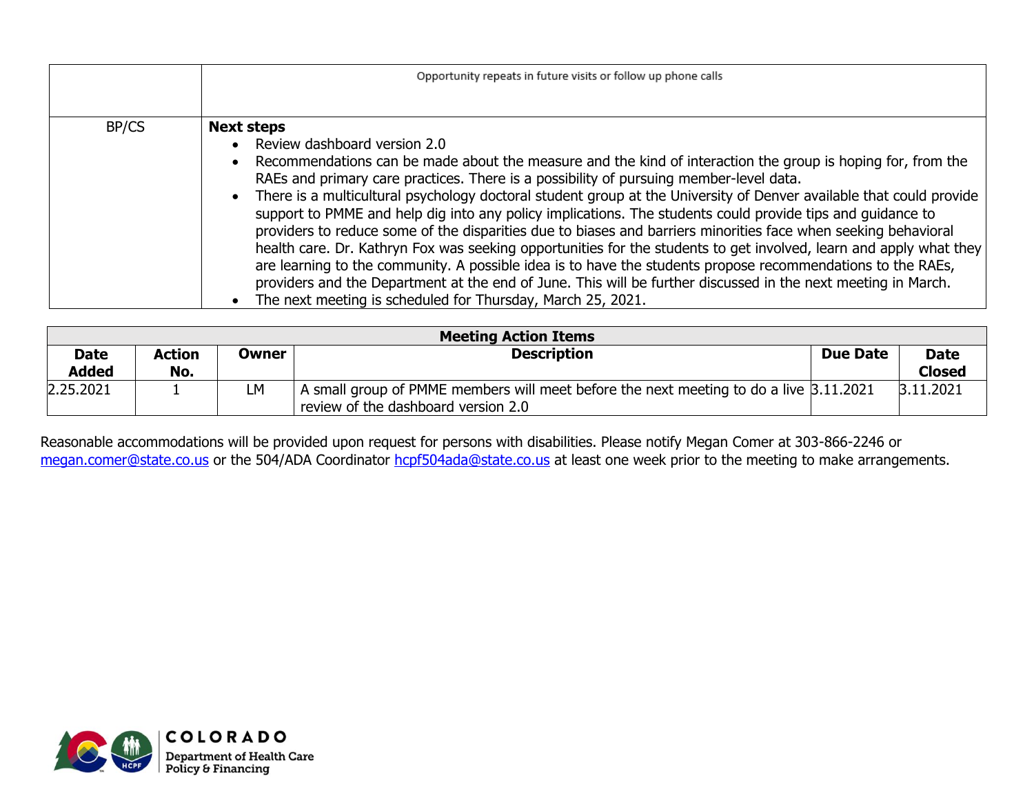| | |
|---|---|
| | Opportunity repeats in future visits or follow up phone calls |
| BP/CS | **Next steps**<br>• Review dashboard version 2.0<br>• Recommendations can be made about the measure and the kind of interaction the group is hoping for, from the RAEs and primary care practices. There is a possibility of pursuing member-level data.<br>• There is a multicultural psychology doctoral student group at the University of Denver available that could provide support to PMME and help dig into any policy implications. The students could provide tips and guidance to providers to reduce some of the disparities due to biases and barriers minorities face when seeking behavioral health care. Dr. Kathryn Fox was seeking opportunities for the students to get involved, learn and apply what they are learning to the community. A possible idea is to have the students propose recommendations to the RAEs, providers and the Department at the end of June. This will be further discussed in the next meeting in March.<br>• The next meeting is scheduled for Thursday, March 25, 2021. |

**Meeting Action Items**

| Date Added | Action No. | Owner | Description | Due Date | Date Closed |
|---|---|---|---|---|---|
| 2.25.2021 | 1 | LM | A small group of PMME members will meet before the next meeting to do a live review of the dashboard version 2.0 | 3.11.2021 | 3.11.2021 |

Reasonable accommodations will be provided upon request for persons with disabilities. Please notify Megan Comer at 303-866-2246 or megan.comer@state.co.us or the 504/ADA Coordinator hcpf504ada@state.co.us at least one week prior to the meeting to make arrangements.

COLORADO
Department of Health Care Policy & Financing